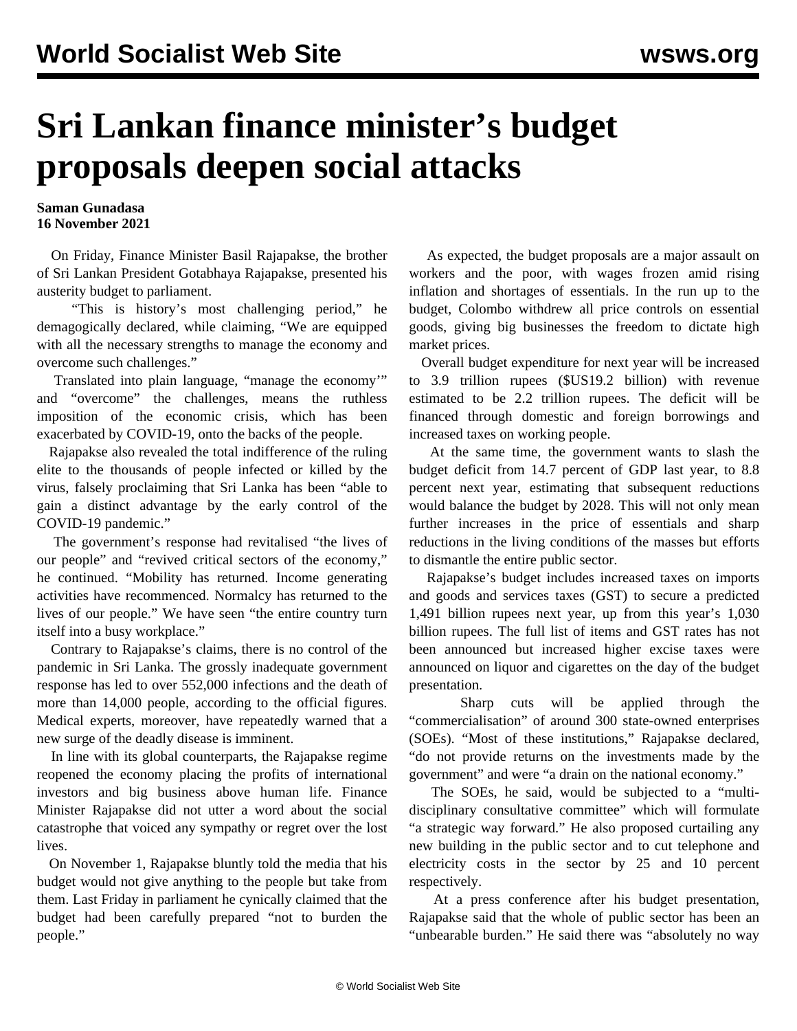# Sri Lankan finance minister's budget proposals deepen social attacks

**Saman Gunadasa**
**16 November 2021**

On Friday, Finance Minister Basil Rajapakse, the brother of Sri Lankan President Gotabhaya Rajapakse, presented his austerity budget to parliament.

"This is history's most challenging period," he demagogically declared, while claiming, "We are equipped with all the necessary strengths to manage the economy and overcome such challenges."

Translated into plain language, "manage the economy'" and "overcome" the challenges, means the ruthless imposition of the economic crisis, which has been exacerbated by COVID-19, onto the backs of the people.

Rajapakse also revealed the total indifference of the ruling elite to the thousands of people infected or killed by the virus, falsely proclaiming that Sri Lanka has been "able to gain a distinct advantage by the early control of the COVID-19 pandemic."

The government's response had revitalised "the lives of our people" and "revived critical sectors of the economy," he continued. "Mobility has returned. Income generating activities have recommenced. Normalcy has returned to the lives of our people." We have seen "the entire country turn itself into a busy workplace."

Contrary to Rajapakse's claims, there is no control of the pandemic in Sri Lanka. The grossly inadequate government response has led to over 552,000 infections and the death of more than 14,000 people, according to the official figures. Medical experts, moreover, have repeatedly warned that a new surge of the deadly disease is imminent.

In line with its global counterparts, the Rajapakse regime reopened the economy placing the profits of international investors and big business above human life. Finance Minister Rajapakse did not utter a word about the social catastrophe that voiced any sympathy or regret over the lost lives.

On November 1, Rajapakse bluntly told the media that his budget would not give anything to the people but take from them. Last Friday in parliament he cynically claimed that the budget had been carefully prepared "not to burden the people."

As expected, the budget proposals are a major assault on workers and the poor, with wages frozen amid rising inflation and shortages of essentials. In the run up to the budget, Colombo withdrew all price controls on essential goods, giving big businesses the freedom to dictate high market prices.

Overall budget expenditure for next year will be increased to 3.9 trillion rupees ($US19.2 billion) with revenue estimated to be 2.2 trillion rupees. The deficit will be financed through domestic and foreign borrowings and increased taxes on working people.

At the same time, the government wants to slash the budget deficit from 14.7 percent of GDP last year, to 8.8 percent next year, estimating that subsequent reductions would balance the budget by 2028. This will not only mean further increases in the price of essentials and sharp reductions in the living conditions of the masses but efforts to dismantle the entire public sector.

Rajapakse's budget includes increased taxes on imports and goods and services taxes (GST) to secure a predicted 1,491 billion rupees next year, up from this year's 1,030 billion rupees. The full list of items and GST rates has not been announced but increased higher excise taxes were announced on liquor and cigarettes on the day of the budget presentation.

Sharp cuts will be applied through the "commercialisation" of around 300 state-owned enterprises (SOEs). "Most of these institutions," Rajapakse declared, "do not provide returns on the investments made by the government" and were "a drain on the national economy."

The SOEs, he said, would be subjected to a "multi-disciplinary consultative committee" which will formulate "a strategic way forward." He also proposed curtailing any new building in the public sector and to cut telephone and electricity costs in the sector by 25 and 10 percent respectively.

At a press conference after his budget presentation, Rajapakse said that the whole of public sector has been an "unbearable burden." He said there was "absolutely no way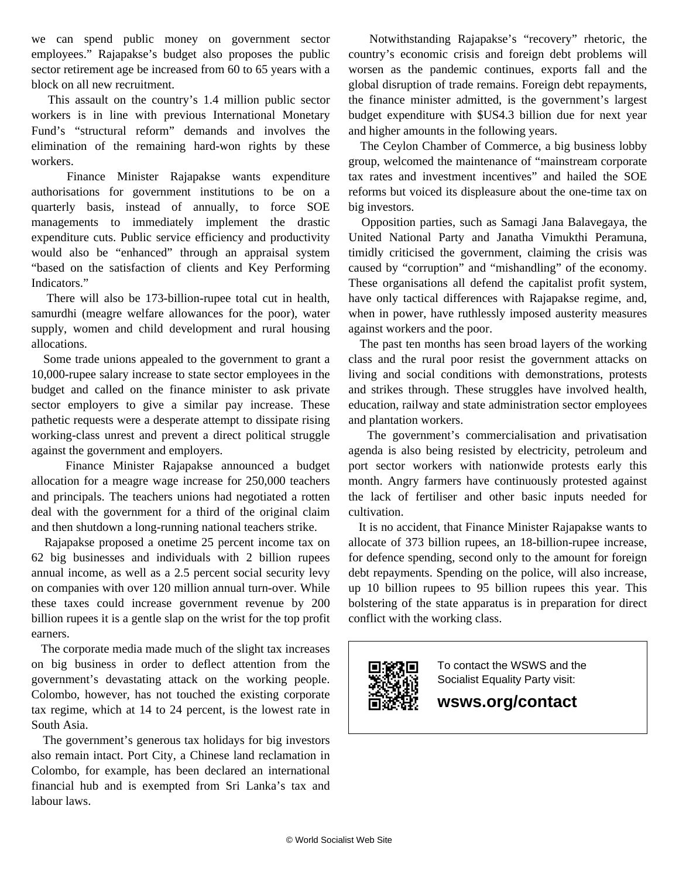we can spend public money on government sector employees." Rajapakse's budget also proposes the public sector retirement age be increased from 60 to 65 years with a block on all new recruitment.

This assault on the country's 1.4 million public sector workers is in line with previous International Monetary Fund's "structural reform" demands and involves the elimination of the remaining hard-won rights by these workers.

Finance Minister Rajapakse wants expenditure authorisations for government institutions to be on a quarterly basis, instead of annually, to force SOE managements to immediately implement the drastic expenditure cuts. Public service efficiency and productivity would also be "enhanced" through an appraisal system "based on the satisfaction of clients and Key Performing Indicators."

There will also be 173-billion-rupee total cut in health, samurdhi (meagre welfare allowances for the poor), water supply, women and child development and rural housing allocations.

Some trade unions appealed to the government to grant a 10,000-rupee salary increase to state sector employees in the budget and called on the finance minister to ask private sector employers to give a similar pay increase. These pathetic requests were a desperate attempt to dissipate rising working-class unrest and prevent a direct political struggle against the government and employers.

Finance Minister Rajapakse announced a budget allocation for a meagre wage increase for 250,000 teachers and principals. The teachers unions had negotiated a rotten deal with the government for a third of the original claim and then shutdown a long-running national teachers strike.

Rajapakse proposed a onetime 25 percent income tax on 62 big businesses and individuals with 2 billion rupees annual income, as well as a 2.5 percent social security levy on companies with over 120 million annual turn-over. While these taxes could increase government revenue by 200 billion rupees it is a gentle slap on the wrist for the top profit earners.

The corporate media made much of the slight tax increases on big business in order to deflect attention from the government's devastating attack on the working people. Colombo, however, has not touched the existing corporate tax regime, which at 14 to 24 percent, is the lowest rate in South Asia.

The government's generous tax holidays for big investors also remain intact. Port City, a Chinese land reclamation in Colombo, for example, has been declared an international financial hub and is exempted from Sri Lanka's tax and labour laws.

Notwithstanding Rajapakse's "recovery" rhetoric, the country's economic crisis and foreign debt problems will worsen as the pandemic continues, exports fall and the global disruption of trade remains. Foreign debt repayments, the finance minister admitted, is the government's largest budget expenditure with $US4.3 billion due for next year and higher amounts in the following years.

The Ceylon Chamber of Commerce, a big business lobby group, welcomed the maintenance of "mainstream corporate tax rates and investment incentives" and hailed the SOE reforms but voiced its displeasure about the one-time tax on big investors.

Opposition parties, such as Samagi Jana Balavegaya, the United National Party and Janatha Vimukthi Peramuna, timidly criticised the government, claiming the crisis was caused by "corruption" and "mishandling" of the economy. These organisations all defend the capitalist profit system, have only tactical differences with Rajapakse regime, and, when in power, have ruthlessly imposed austerity measures against workers and the poor.

The past ten months has seen broad layers of the working class and the rural poor resist the government attacks on living and social conditions with demonstrations, protests and strikes through. These struggles have involved health, education, railway and state administration sector employees and plantation workers.

The government's commercialisation and privatisation agenda is also being resisted by electricity, petroleum and port sector workers with nationwide protests early this month. Angry farmers have continuously protested against the lack of fertiliser and other basic inputs needed for cultivation.

It is no accident, that Finance Minister Rajapakse wants to allocate of 373 billion rupees, an 18-billion-rupee increase, for defence spending, second only to the amount for foreign debt repayments. Spending on the police, will also increase, up 10 billion rupees to 95 billion rupees this year. This bolstering of the state apparatus is in preparation for direct conflict with the working class.

To contact the WSWS and the Socialist Equality Party visit:

**wsws.org/contact**